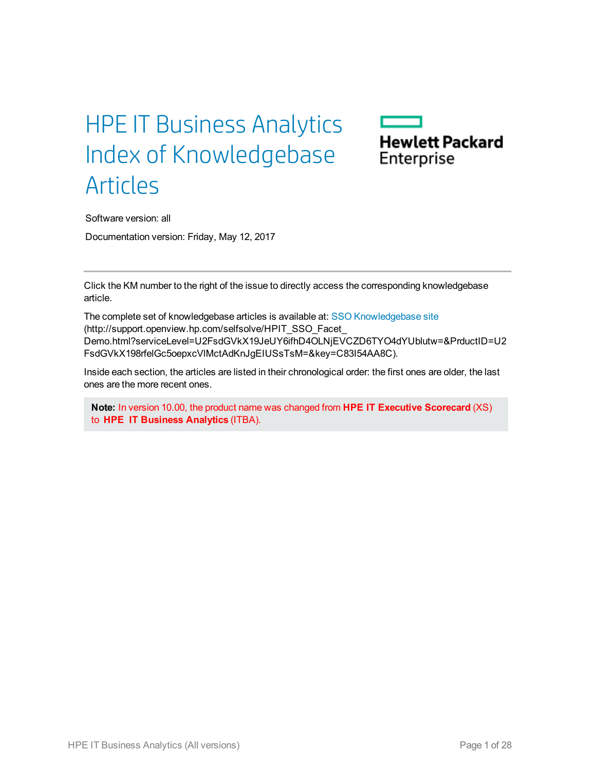# HPE IT Business Analytics Index of Knowledgebase Articles

Hewlett Packard Enterprise

Software version: all

Documentation version: Friday, May 12, 2017

---

Click the KM number to the right of the issue to directly access the corresponding knowledgebase article.

The complete set of knowledgebase articles is available at: SSO Knowledgebase site (http://support.openview.hp.com/selfsolve/HPIT_SSO_Facet_Demo.html?serviceLevel=U2FsdGVkX19JeUY6ifhD4OLNjEVCZD6TYO4dYUblutw=&PrductID=U2FsdGVkX198rfelGc5oepxcVlMctAdKnJgEIUSsTsM=&key=C83I54AA8C).

Inside each section, the articles are listed in their chronological order: the first ones are older, the last ones are the more recent ones.

> **Note:** In version 10.00, the product name was changed from **HPE IT Executive Scorecard** (XS) to **HPE IT Business Analytics** (ITBA).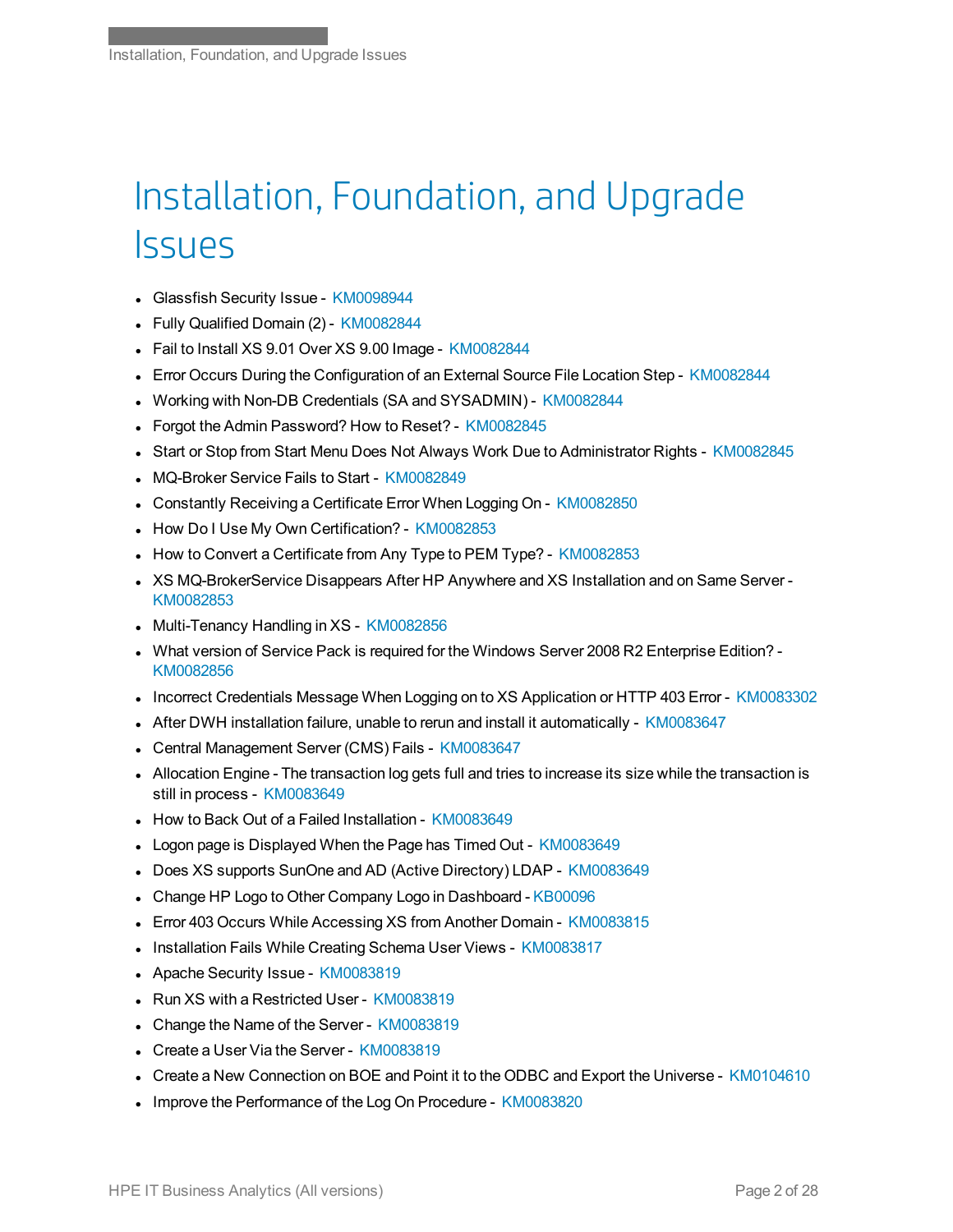# Installation, Foundation, and Upgrade Issues

- Glassfish Security Issue - KM0098944
- Fully Qualified Domain (2) - KM0082844
- Fail to Install XS 9.01 Over XS 9.00 Image - KM0082844
- Error Occurs During the Configuration of an External Source File Location Step - KM0082844
- Working with Non-DB Credentials (SA and SYSADMIN) - KM0082844
- Forgot the Admin Password? How to Reset? - KM0082845
- Start or Stop from Start Menu Does Not Always Work Due to Administrator Rights - KM0082845
- MQ-Broker Service Fails to Start - KM0082849
- Constantly Receiving a Certificate Error When Logging On - KM0082850
- How Do I Use My Own Certification? - KM0082853
- How to Convert a Certificate from Any Type to PEM Type? - KM0082853
- XS MQ-BrokerService Disappears After HP Anywhere and XS Installation and on Same Server - KM0082853
- Multi-Tenancy Handling in XS - KM0082856
- What version of Service Pack is required for the Windows Server 2008 R2 Enterprise Edition? - KM0082856
- Incorrect Credentials Message When Logging on to XS Application or HTTP 403 Error - KM0083302
- After DWH installation failure, unable to rerun and install it automatically - KM0083647
- Central Management Server (CMS) Fails - KM0083647
- Allocation Engine - The transaction log gets full and tries to increase its size while the transaction is still in process - KM0083649
- How to Back Out of a Failed Installation - KM0083649
- Logon page is Displayed When the Page has Timed Out - KM0083649
- Does XS supports SunOne and AD (Active Directory) LDAP - KM0083649
- Change HP Logo to Other Company Logo in Dashboard - KB00096
- Error 403 Occurs While Accessing XS from Another Domain - KM0083815
- Installation Fails While Creating Schema User Views - KM0083817
- Apache Security Issue - KM0083819
- Run XS with a Restricted User - KM0083819
- Change the Name of the Server - KM0083819
- Create a User Via the Server - KM0083819
- Create a New Connection on BOE and Point it to the ODBC and Export the Universe - KM0104610
- Improve the Performance of the Log On Procedure - KM0083820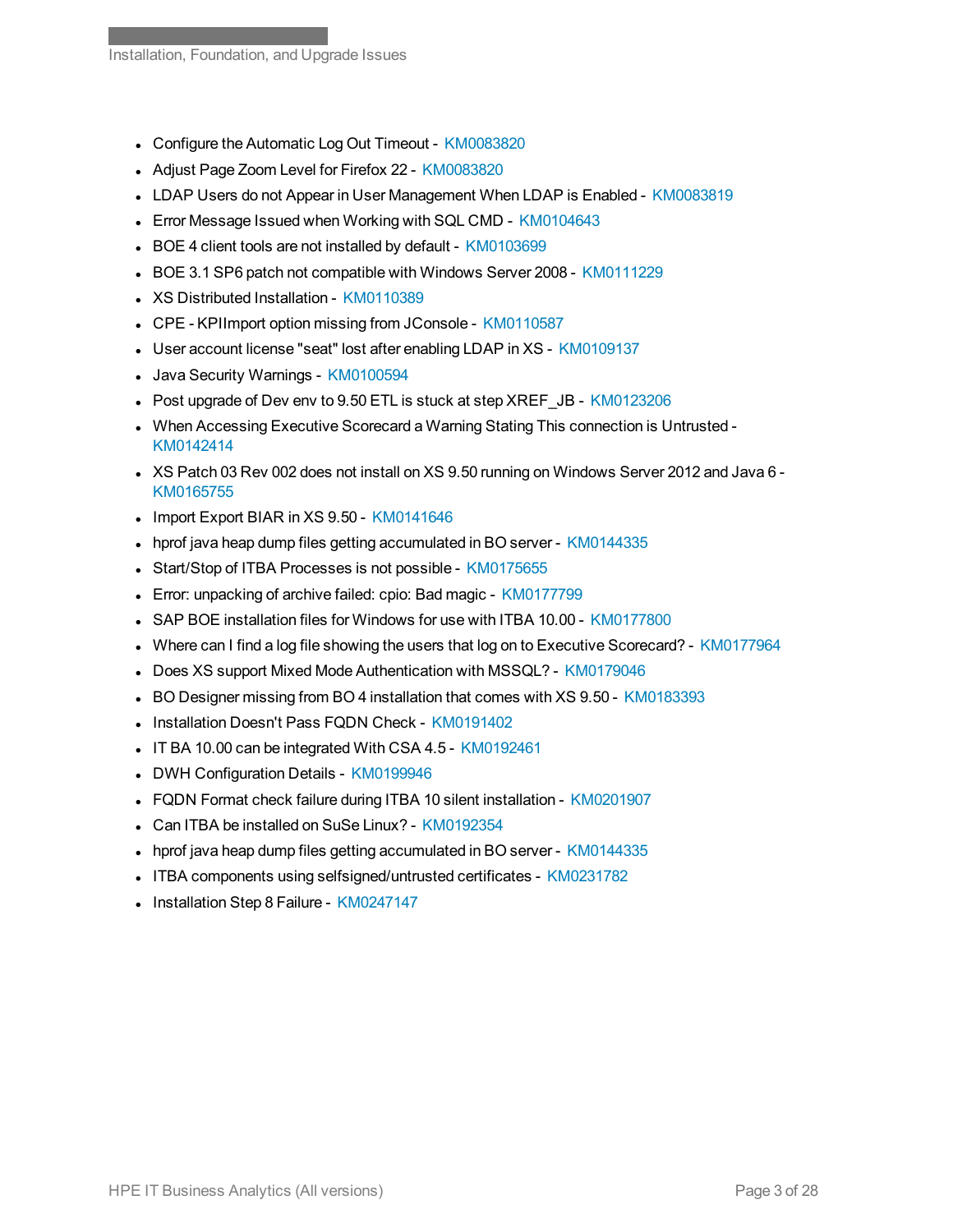- Configure the Automatic Log Out Timeout - KM0083820
- Adjust Page Zoom Level for Firefox 22 - KM0083820
- LDAP Users do not Appear in User Management When LDAP is Enabled - KM0083819
- Error Message Issued when Working with SQL CMD - KM0104643
- BOE 4 client tools are not installed by default - KM0103699
- BOE 3.1 SP6 patch not compatible with Windows Server 2008 - KM0111229
- XS Distributed Installation - KM0110389
- CPE - KPIImport option missing from JConsole - KM0110587
- User account license "seat" lost after enabling LDAP in XS - KM0109137
- Java Security Warnings - KM0100594
- Post upgrade of Dev env to 9.50 ETL is stuck at step XREF_JB - KM0123206
- When Accessing Executive Scorecard a Warning Stating This connection is Untrusted - KM0142414
- XS Patch 03 Rev 002 does not install on XS 9.50 running on Windows Server 2012 and Java 6 - KM0165755
- Import Export BIAR in XS 9.50 - KM0141646
- hprof java heap dump files getting accumulated in BO server - KM0144335
- Start/Stop of ITBA Processes is not possible - KM0175655
- Error: unpacking of archive failed: cpio: Bad magic - KM0177799
- SAP BOE installation files for Windows for use with ITBA 10.00 - KM0177800
- Where can I find a log file showing the users that log on to Executive Scorecard? - KM0177964
- Does XS support Mixed Mode Authentication with MSSQL? - KM0179046
- BO Designer missing from BO 4 installation that comes with XS 9.50 - KM0183393
- Installation Doesn't Pass FQDN Check - KM0191402
- IT BA 10.00 can be integrated With CSA 4.5 - KM0192461
- DWH Configuration Details - KM0199946
- FQDN Format check failure during ITBA 10 silent installation - KM0201907
- Can ITBA be installed on SuSe Linux? - KM0192354
- hprof java heap dump files getting accumulated in BO server - KM0144335
- ITBA components using selfsigned/untrusted certificates - KM0231782
- Installation Step 8 Failure - KM0247147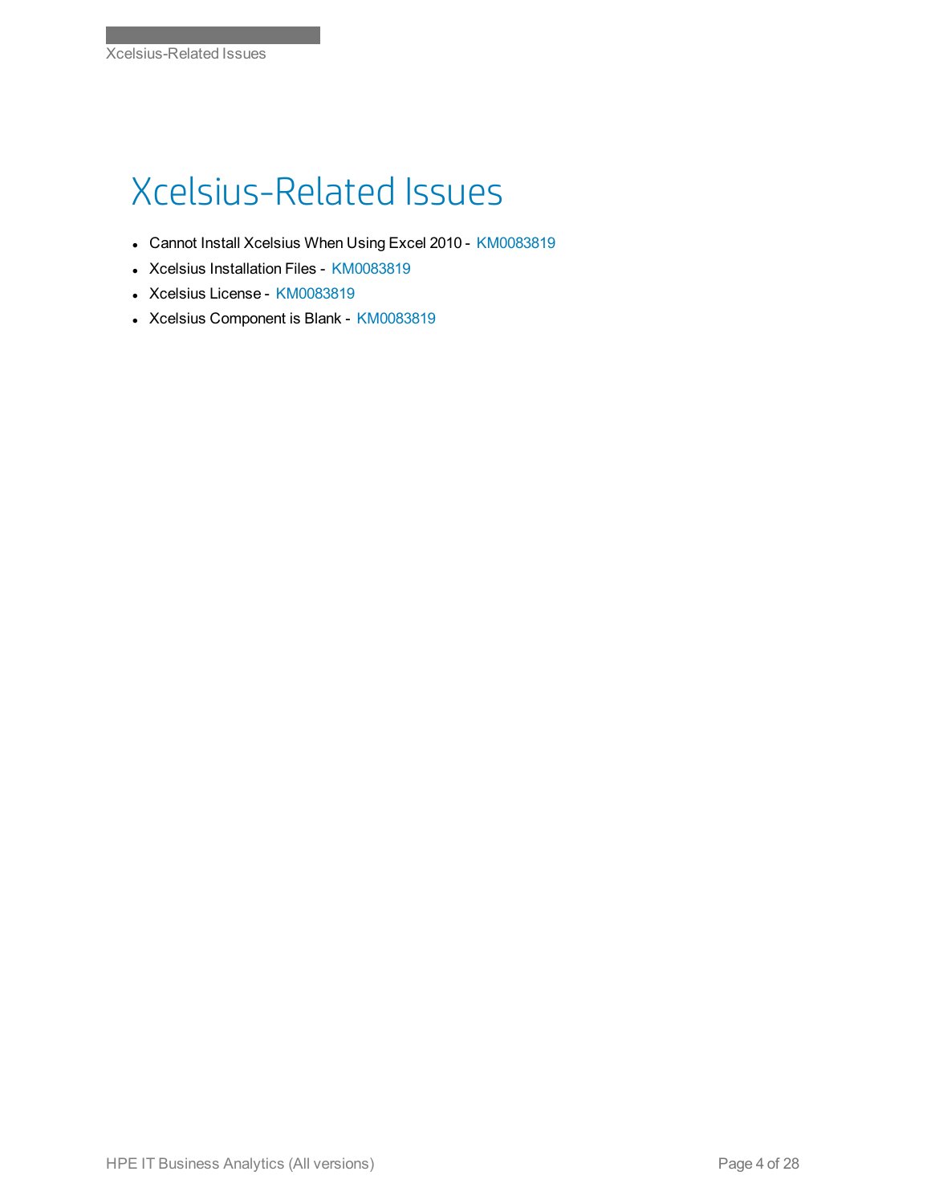# Xcelsius-Related Issues

- Cannot Install Xcelsius When Using Excel 2010 - KM0083819
- Xcelsius Installation Files - KM0083819
- Xcelsius License - KM0083819
- Xcelsius Component is Blank - KM0083819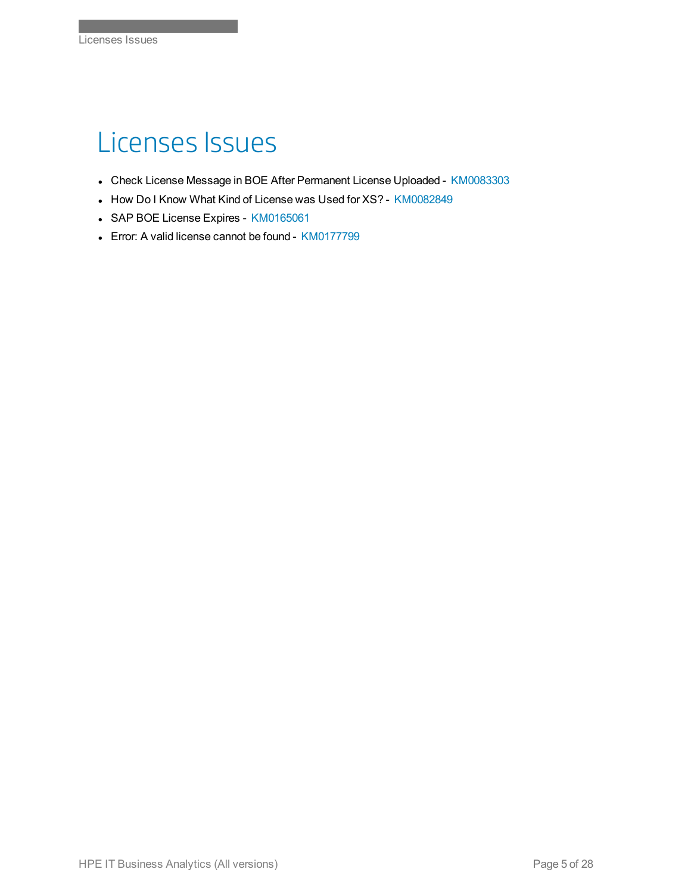# Licenses Issues

- Check License Message in BOE After Permanent License Uploaded - KM0083303
- How Do I Know What Kind of License was Used for XS? - KM0082849
- SAP BOE License Expires - KM0165061
- Error: A valid license cannot be found - KM0177799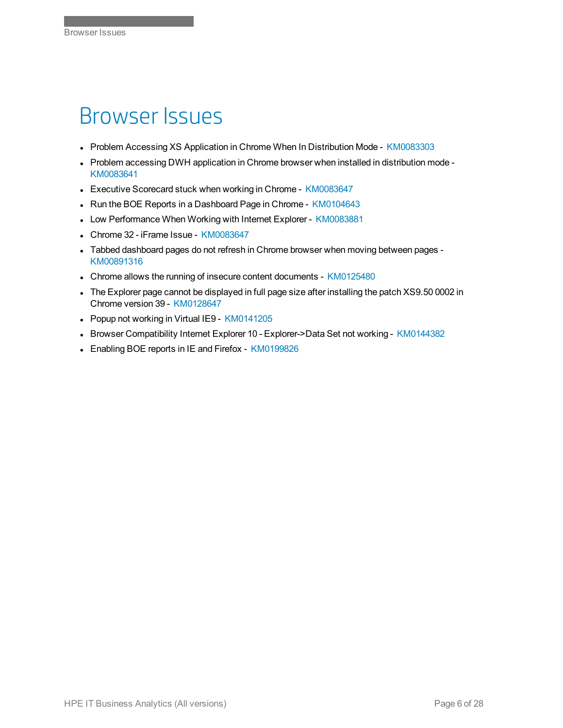# Browser Issues

- Problem Accessing XS Application in Chrome When In Distribution Mode - KM0083303
- Problem accessing DWH application in Chrome browser when installed in distribution mode - KM0083641
- Executive Scorecard stuck when working in Chrome - KM0083647
- Run the BOE Reports in a Dashboard Page in Chrome - KM0104643
- Low Performance When Working with Internet Explorer - KM0083881
- Chrome 32 - iFrame Issue - KM0083647
- Tabbed dashboard pages do not refresh in Chrome browser when moving between pages - KM00891316
- Chrome allows the running of insecure content documents - KM0125480
- The Explorer page cannot be displayed in full page size after installing the patch XS9.50 0002 in Chrome version 39 - KM0128647
- Popup not working in Virtual IE9 - KM0141205
- Browser Compatibility Internet Explorer 10 - Explorer->Data Set not working - KM0144382
- Enabling BOE reports in IE and Firefox - KM0199826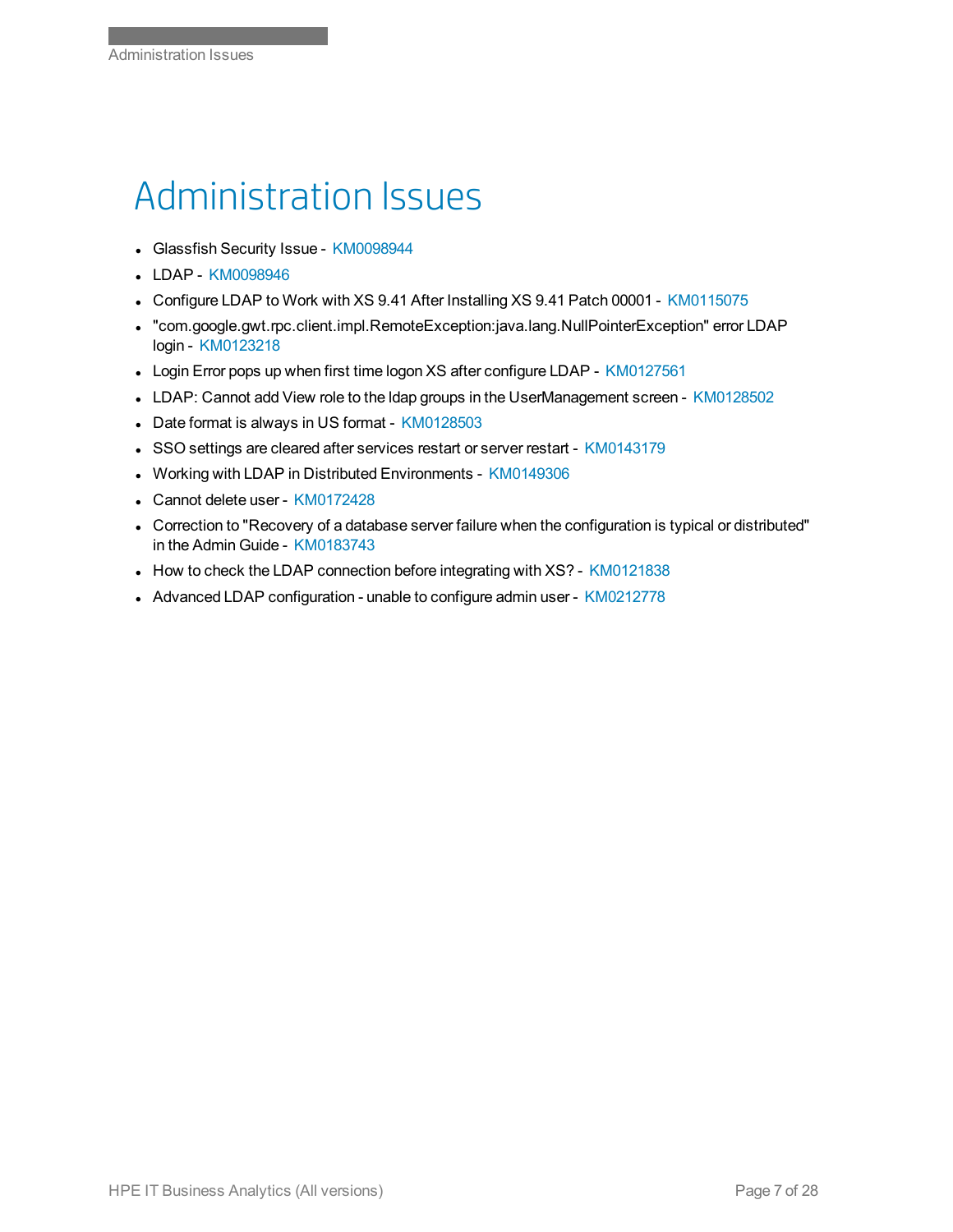# Administration Issues

- Glassfish Security Issue - KM0098944
- LDAP - KM0098946
- Configure LDAP to Work with XS 9.41 After Installing XS 9.41 Patch 00001 - KM0115075
- "com.google.gwt.rpc.client.impl.RemoteException:java.lang.NullPointerException" error LDAP login - KM0123218
- Login Error pops up when first time logon XS after configure LDAP - KM0127561
- LDAP: Cannot add View role to the ldap groups in the UserManagement screen - KM0128502
- Date format is always in US format - KM0128503
- SSO settings are cleared after services restart or server restart - KM0143179
- Working with LDAP in Distributed Environments - KM0149306
- Cannot delete user - KM0172428
- Correction to "Recovery of a database server failure when the configuration is typical or distributed" in the Admin Guide - KM0183743
- How to check the LDAP connection before integrating with XS? - KM0121838
- Advanced LDAP configuration - unable to configure admin user - KM0212778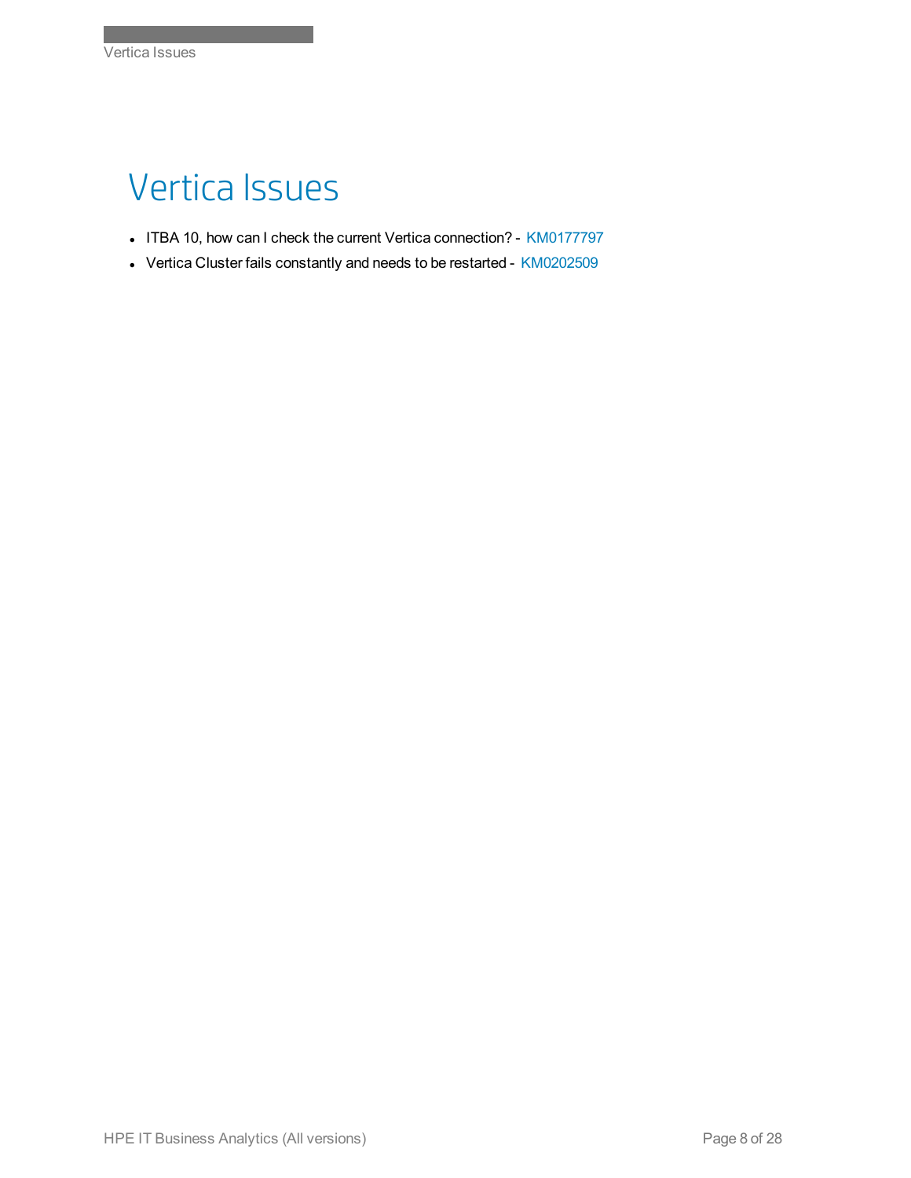# Vertica Issues

- ITBA 10, how can I check the current Vertica connection? - KM0177797
- Vertica Cluster fails constantly and needs to be restarted - KM0202509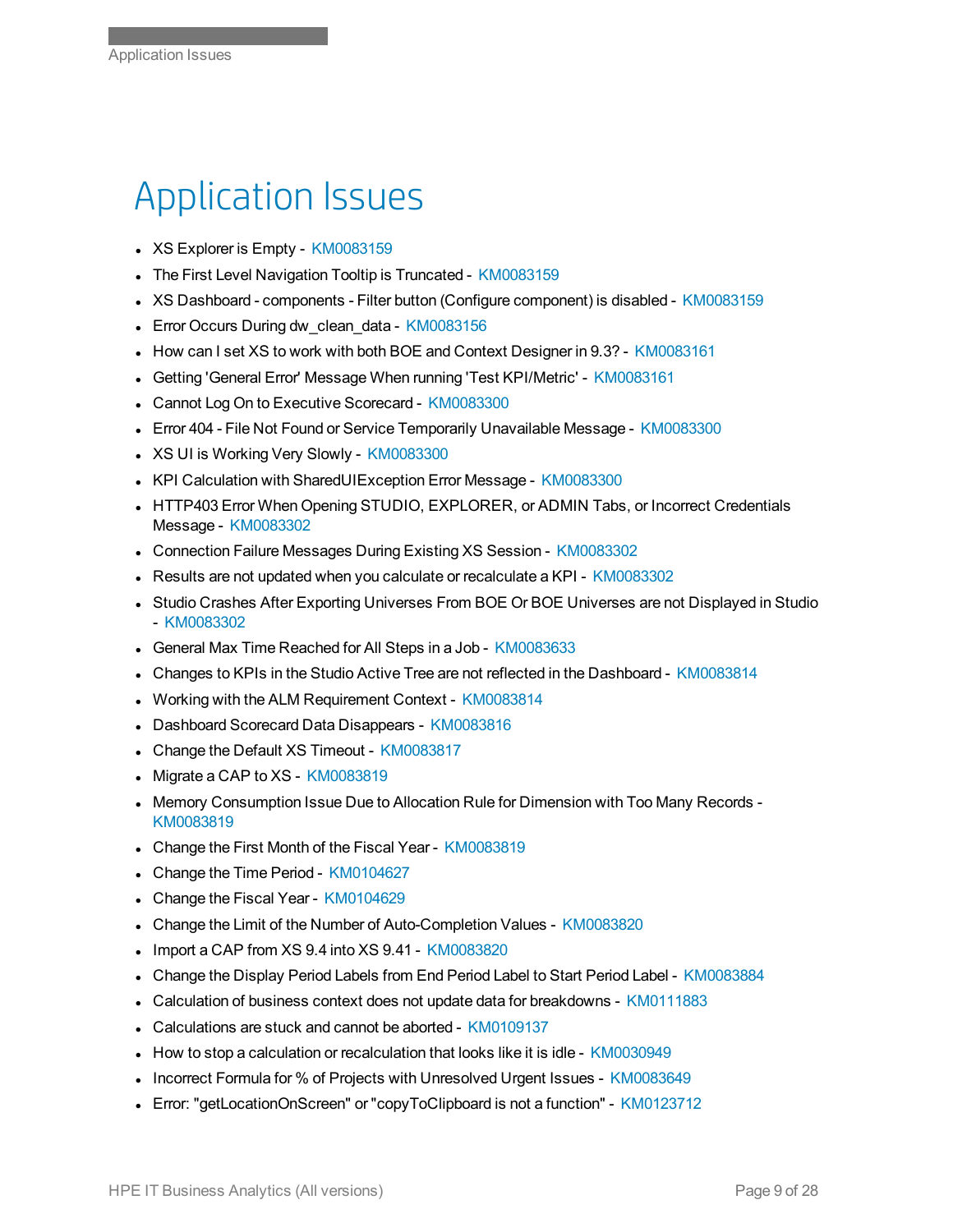# Application Issues

- XS Explorer is Empty - KM0083159
- The First Level Navigation Tooltip is Truncated - KM0083159
- XS Dashboard - components - Filter button (Configure component) is disabled - KM0083159
- Error Occurs During dw_clean_data - KM0083156
- How can I set XS to work with both BOE and Context Designer in 9.3? - KM0083161
- Getting 'General Error' Message When running 'Test KPI/Metric' - KM0083161
- Cannot Log On to Executive Scorecard - KM0083300
- Error 404 - File Not Found or Service Temporarily Unavailable Message - KM0083300
- XS UI is Working Very Slowly - KM0083300
- KPI Calculation with SharedUIException Error Message - KM0083300
- HTTP403 Error When Opening STUDIO, EXPLORER, or ADMIN Tabs, or Incorrect Credentials Message - KM0083302
- Connection Failure Messages During Existing XS Session - KM0083302
- Results are not updated when you calculate or recalculate a KPI - KM0083302
- Studio Crashes After Exporting Universes From BOE Or BOE Universes are not Displayed in Studio - KM0083302
- General Max Time Reached for All Steps in a Job - KM0083633
- Changes to KPIs in the Studio Active Tree are not reflected in the Dashboard - KM0083814
- Working with the ALM Requirement Context - KM0083814
- Dashboard Scorecard Data Disappears - KM0083816
- Change the Default XS Timeout - KM0083817
- Migrate a CAP to XS - KM0083819
- Memory Consumption Issue Due to Allocation Rule for Dimension with Too Many Records - KM0083819
- Change the First Month of the Fiscal Year - KM0083819
- Change the Time Period - KM0104627
- Change the Fiscal Year - KM0104629
- Change the Limit of the Number of Auto-Completion Values - KM0083820
- Import a CAP from XS 9.4 into XS 9.41 - KM0083820
- Change the Display Period Labels from End Period Label to Start Period Label - KM0083884
- Calculation of business context does not update data for breakdowns - KM0111883
- Calculations are stuck and cannot be aborted - KM0109137
- How to stop a calculation or recalculation that looks like it is idle - KM0030949
- Incorrect Formula for % of Projects with Unresolved Urgent Issues - KM0083649
- Error: "getLocationOnScreen" or "copyToClipboard is not a function" - KM0123712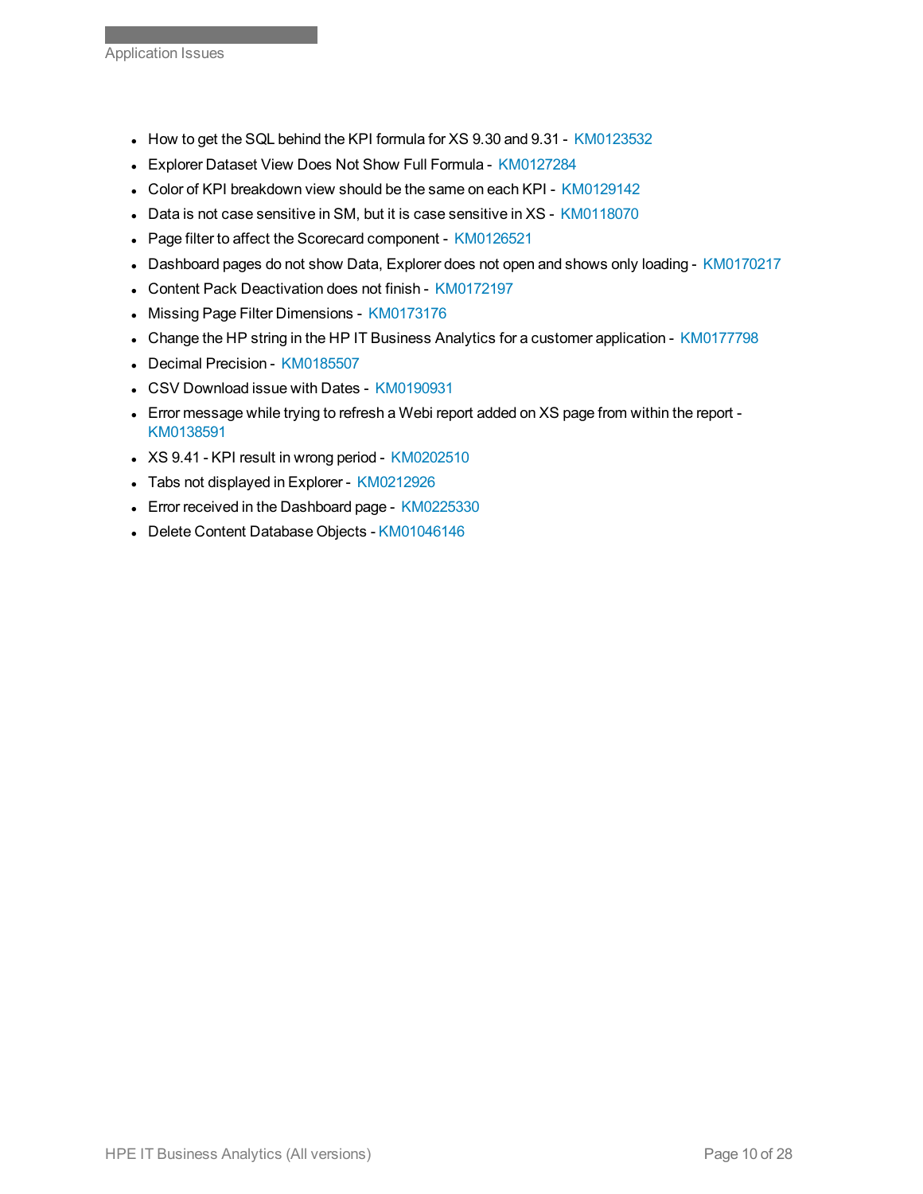- How to get the SQL behind the KPI formula for XS 9.30 and 9.31 - KM0123532
- Explorer Dataset View Does Not Show Full Formula - KM0127284
- Color of KPI breakdown view should be the same on each KPI - KM0129142
- Data is not case sensitive in SM, but it is case sensitive in XS - KM0118070
- Page filter to affect the Scorecard component - KM0126521
- Dashboard pages do not show Data, Explorer does not open and shows only loading - KM0170217
- Content Pack Deactivation does not finish - KM0172197
- Missing Page Filter Dimensions - KM0173176
- Change the HP string in the HP IT Business Analytics for a customer application - KM0177798
- Decimal Precision - KM0185507
- CSV Download issue with Dates - KM0190931
- Error message while trying to refresh a Webi report added on XS page from within the report - KM0138591
- XS 9.41 - KPI result in wrong period - KM0202510
- Tabs not displayed in Explorer - KM0212926
- Error received in the Dashboard page - KM0225330
- Delete Content Database Objects - KM01046146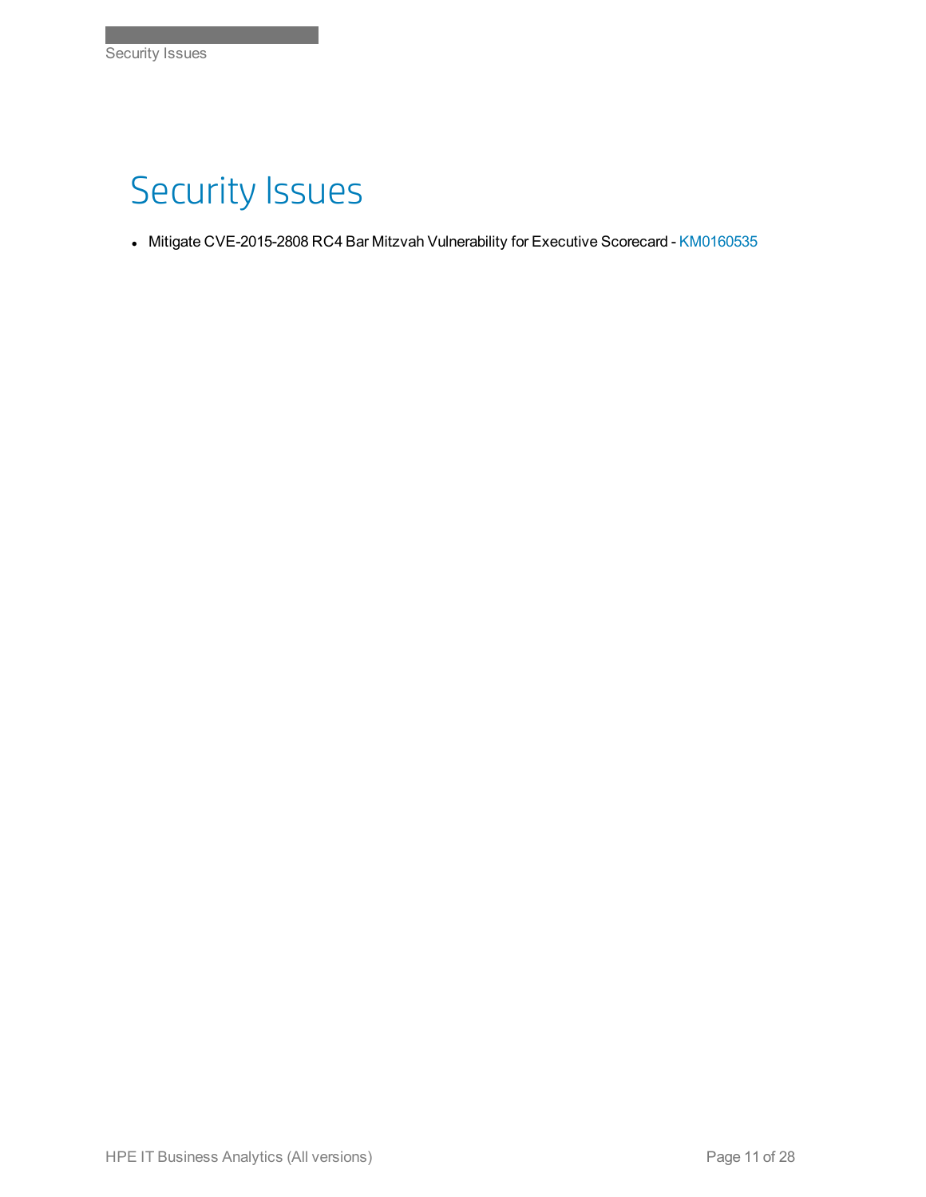# Security Issues

- Mitigate CVE-2015-2808 RC4 Bar Mitzvah Vulnerability for Executive Scorecard - KM0160535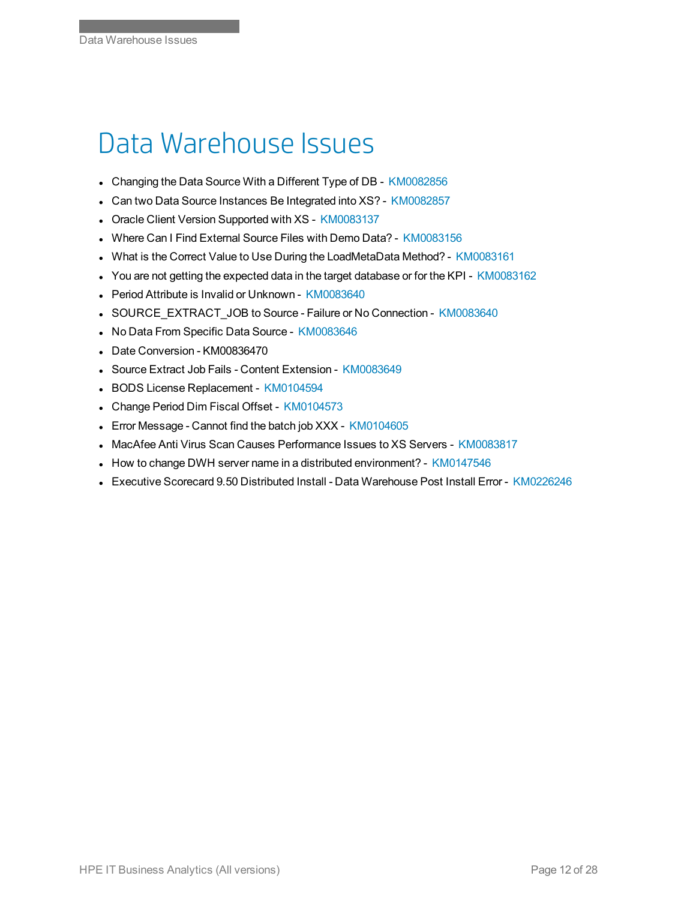# Data Warehouse Issues

- Changing the Data Source With a Different Type of DB - KM0082856
- Can two Data Source Instances Be Integrated into XS? - KM0082857
- Oracle Client Version Supported with XS - KM0083137
- Where Can I Find External Source Files with Demo Data? - KM0083156
- What is the Correct Value to Use During the LoadMetaData Method? - KM0083161
- You are not getting the expected data in the target database or for the KPI - KM0083162
- Period Attribute is Invalid or Unknown - KM0083640
- SOURCE_EXTRACT_JOB to Source - Failure or No Connection - KM0083640
- No Data From Specific Data Source - KM0083646
- Date Conversion - KM00836470
- Source Extract Job Fails - Content Extension - KM0083649
- BODS License Replacement - KM0104594
- Change Period Dim Fiscal Offset - KM0104573
- Error Message - Cannot find the batch job XXX - KM0104605
- MacAfee Anti Virus Scan Causes Performance Issues to XS Servers - KM0083817
- How to change DWH server name in a distributed environment? - KM0147546
- Executive Scorecard 9.50 Distributed Install - Data Warehouse Post Install Error - KM0226246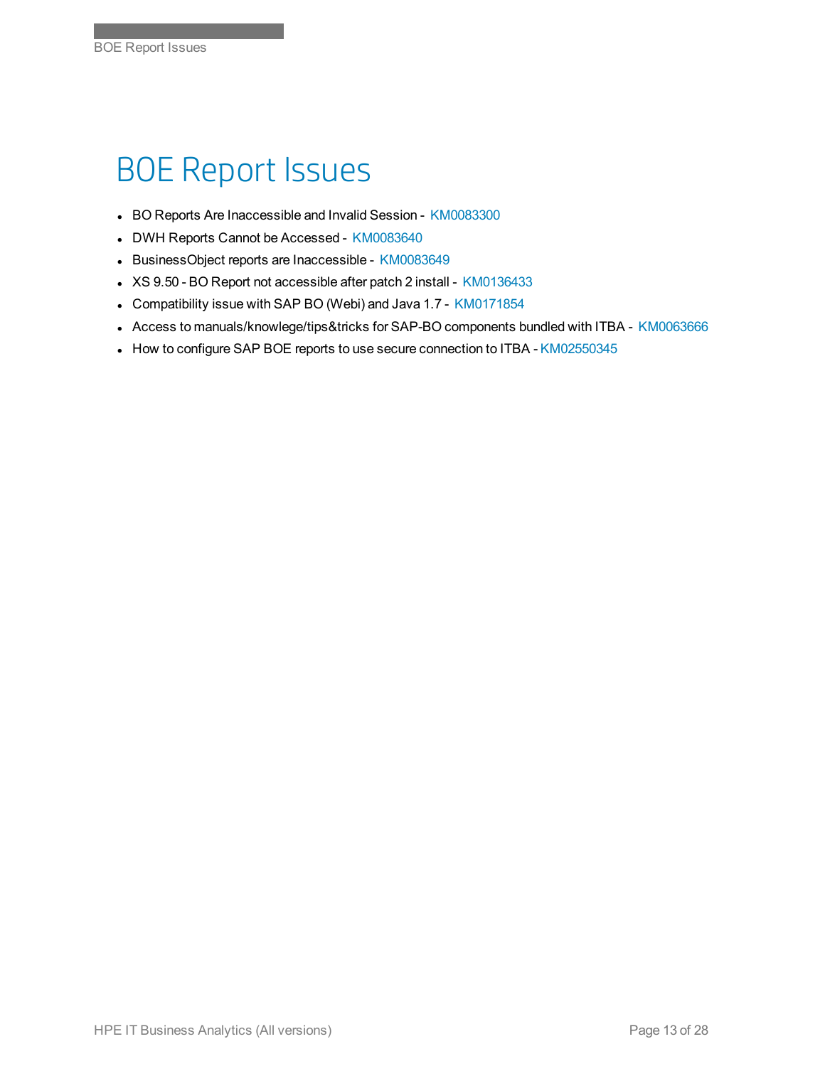# BOE Report Issues

- BO Reports Are Inaccessible and Invalid Session - KM0083300
- DWH Reports Cannot be Accessed - KM0083640
- BusinessObject reports are Inaccessible - KM0083649
- XS 9.50 - BO Report not accessible after patch 2 install - KM0136433
- Compatibility issue with SAP BO (Webi) and Java 1.7 - KM0171854
- Access to manuals/knowlege/tips&tricks for SAP-BO components bundled with ITBA - KM0063666
- How to configure SAP BOE reports to use secure connection to ITBA - KM02550345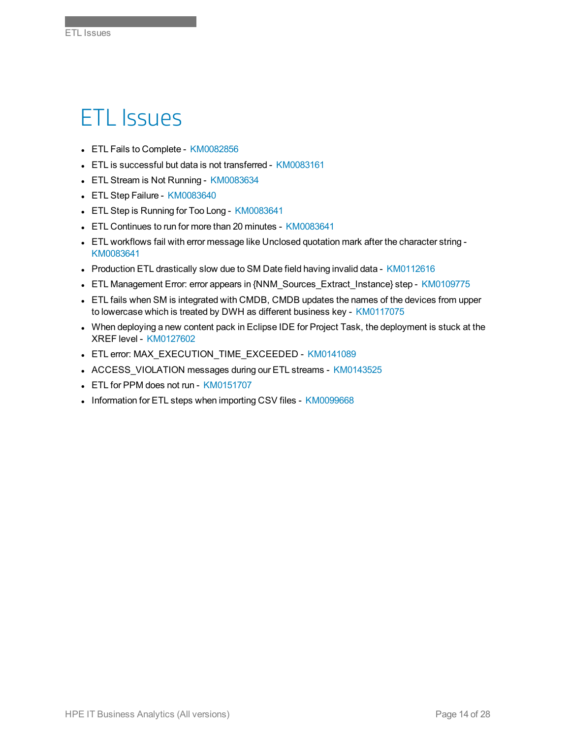# ETL Issues

- ETL Fails to Complete - KM0082856
- ETL is successful but data is not transferred - KM0083161
- ETL Stream is Not Running - KM0083634
- ETL Step Failure - KM0083640
- ETL Step is Running for Too Long - KM0083641
- ETL Continues to run for more than 20 minutes - KM0083641
- ETL workflows fail with error message like Unclosed quotation mark after the character string - KM0083641
- Production ETL drastically slow due to SM Date field having invalid data - KM0112616
- ETL Management Error: error appears in {NNM_Sources_Extract_Instance} step - KM0109775
- ETL fails when SM is integrated with CMDB, CMDB updates the names of the devices from upper to lowercase which is treated by DWH as different business key - KM0117075
- When deploying a new content pack in Eclipse IDE for Project Task, the deployment is stuck at the XREF level - KM0127602
- ETL error: MAX_EXECUTION_TIME_EXCEEDED - KM0141089
- ACCESS_VIOLATION messages during our ETL streams - KM0143525
- ETL for PPM does not run - KM0151707
- Information for ETL steps when importing CSV files - KM0099668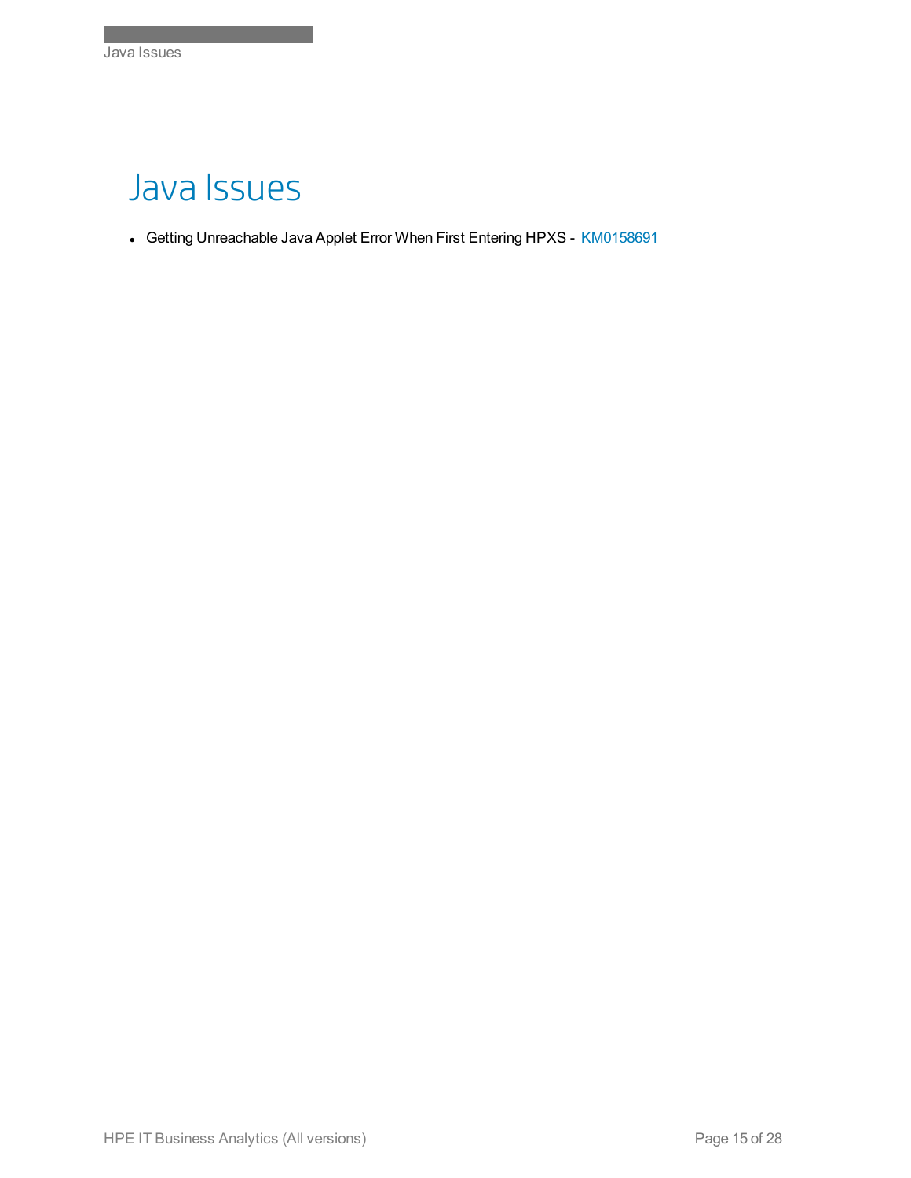# Java Issues

- Getting Unreachable Java Applet Error When First Entering HPXS - KM0158691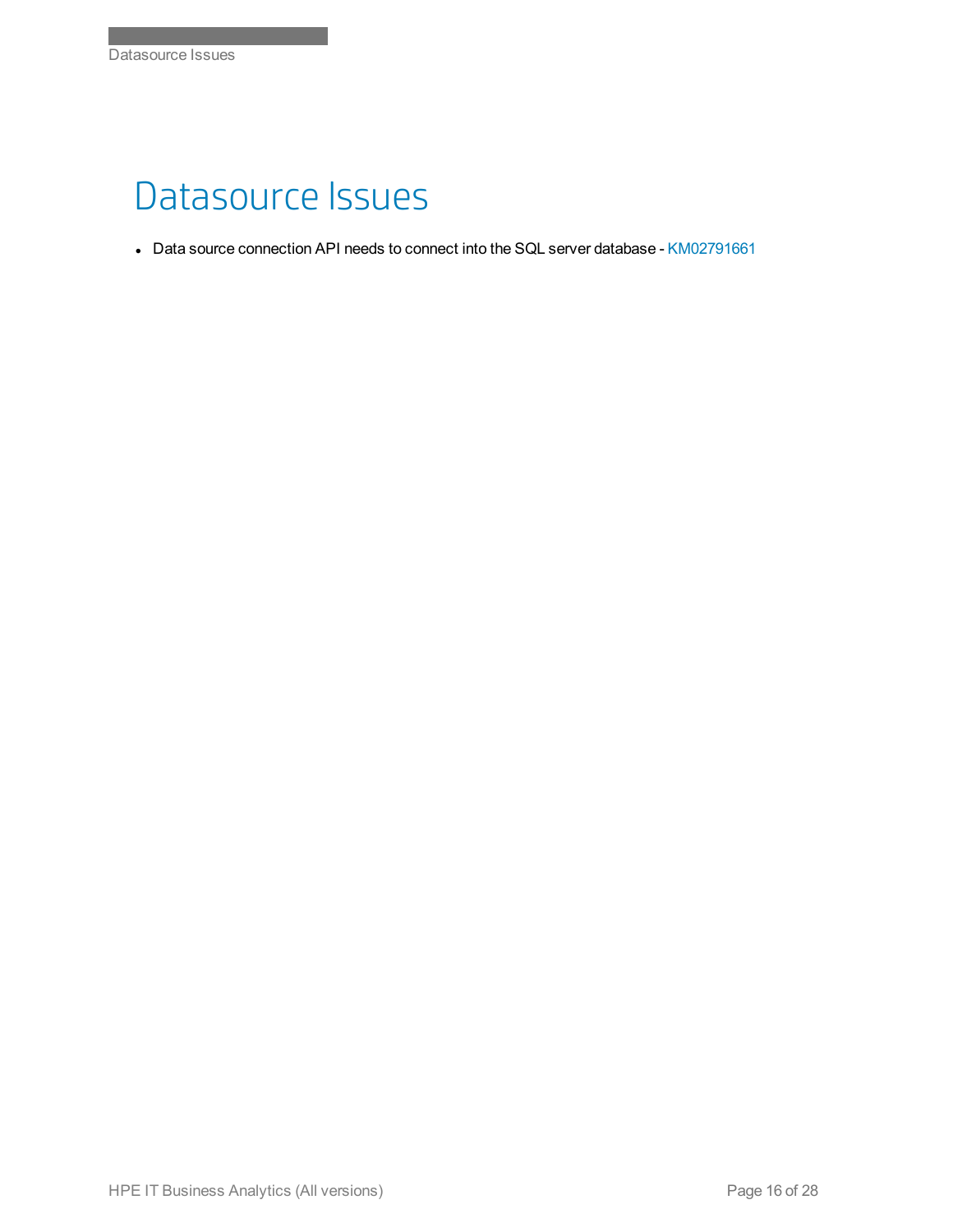# Datasource Issues

- Data source connection API needs to connect into the SQL server database - KM02791661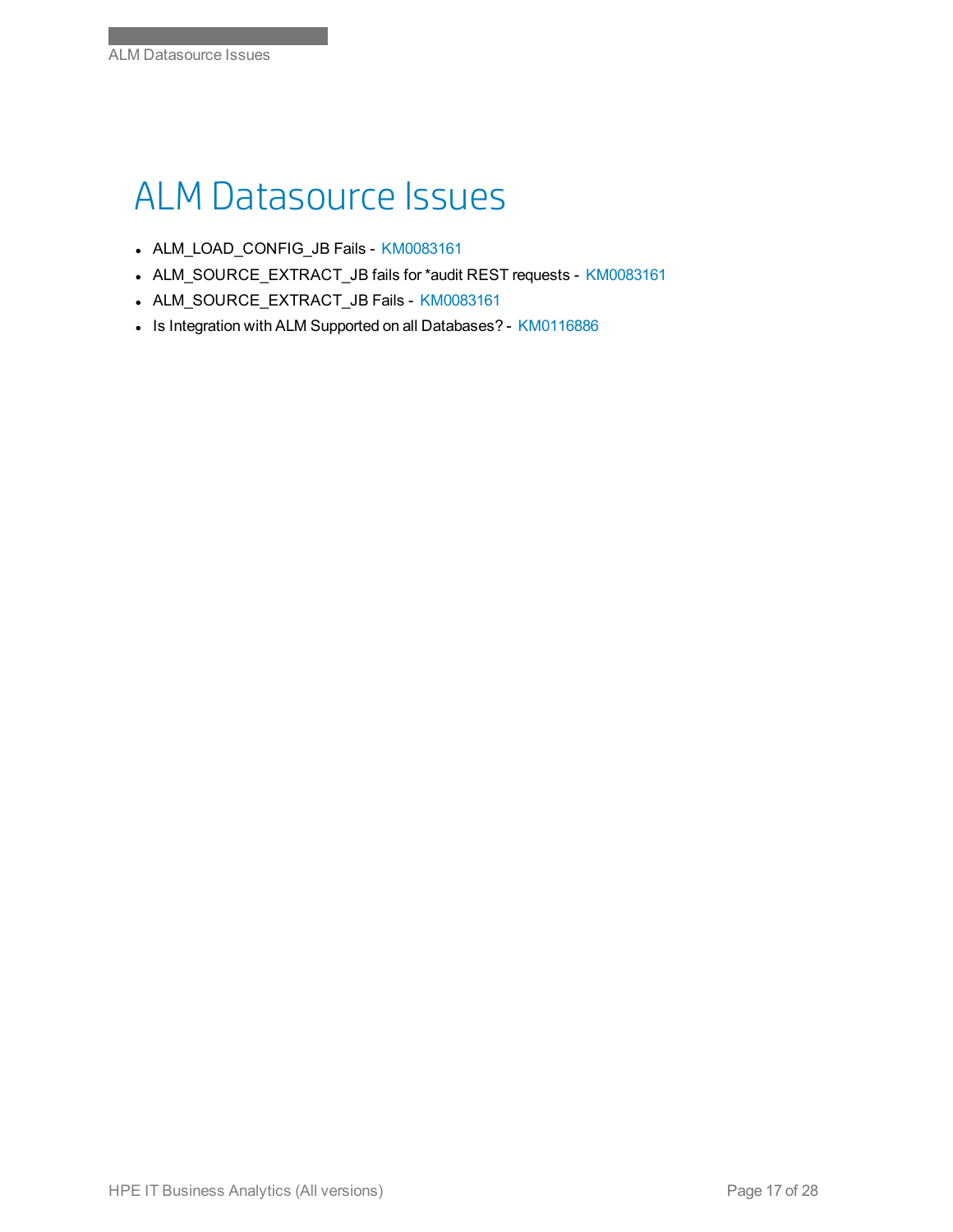# ALM Datasource Issues

- ALM_LOAD_CONFIG_JB Fails - KM0083161
- ALM_SOURCE_EXTRACT_JB fails for *audit REST requests - KM0083161
- ALM_SOURCE_EXTRACT_JB Fails - KM0083161
- Is Integration with ALM Supported on all Databases? - KM0116886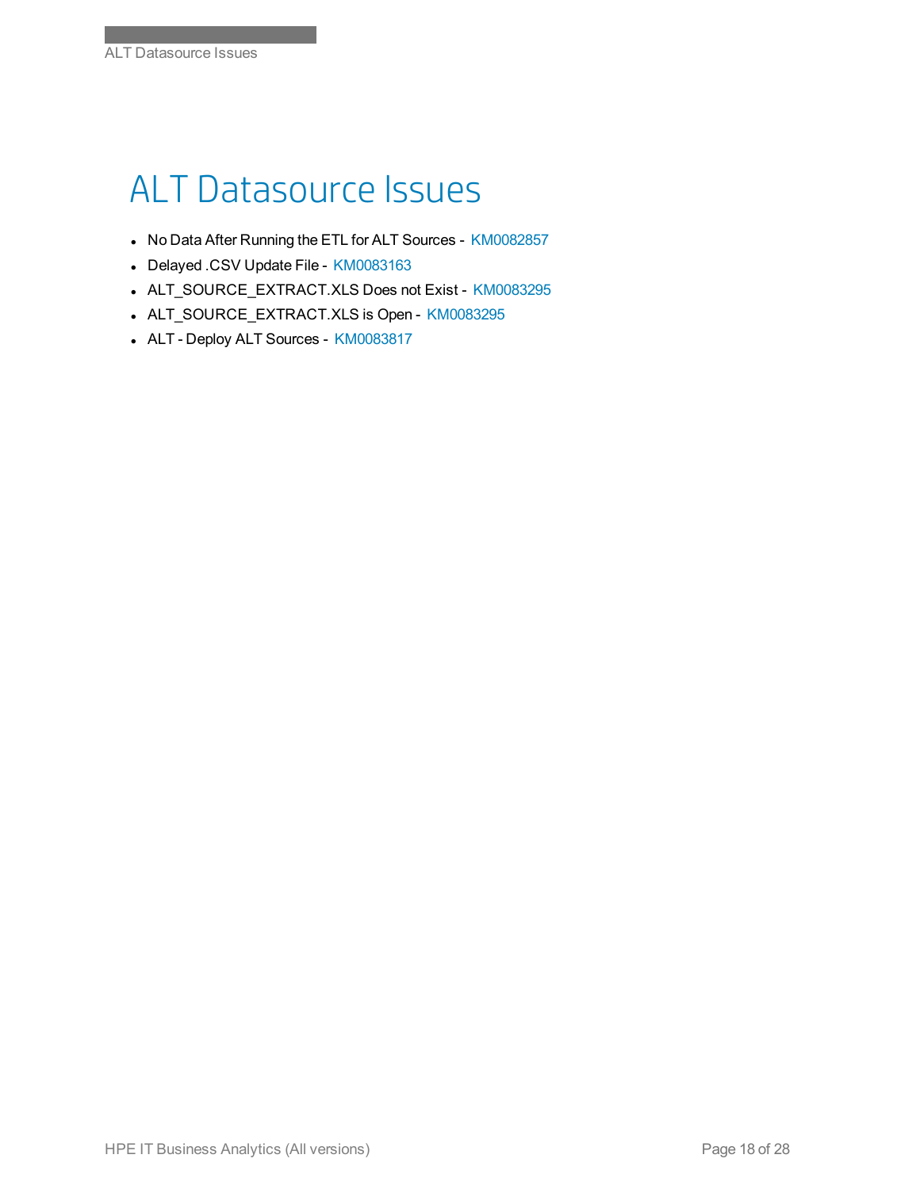# ALT Datasource Issues

- No Data After Running the ETL for ALT Sources - KM0082857
- Delayed .CSV Update File - KM0083163
- ALT_SOURCE_EXTRACT.XLS Does not Exist - KM0083295
- ALT_SOURCE_EXTRACT.XLS is Open - KM0083295
- ALT - Deploy ALT Sources - KM0083817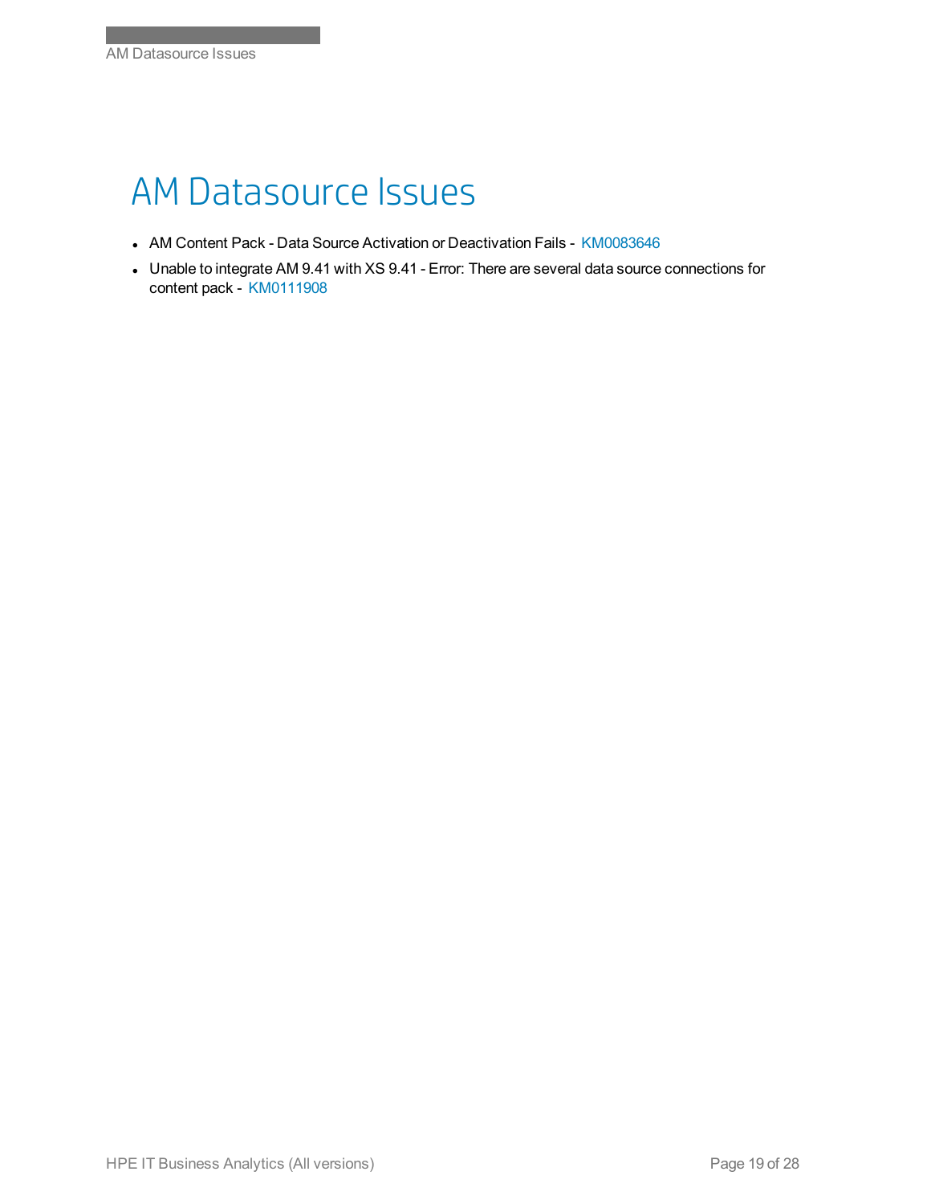# AM Datasource Issues

- AM Content Pack - Data Source Activation or Deactivation Fails - KM0083646
- Unable to integrate AM 9.41 with XS 9.41 - Error: There are several data source connections for content pack - KM0111908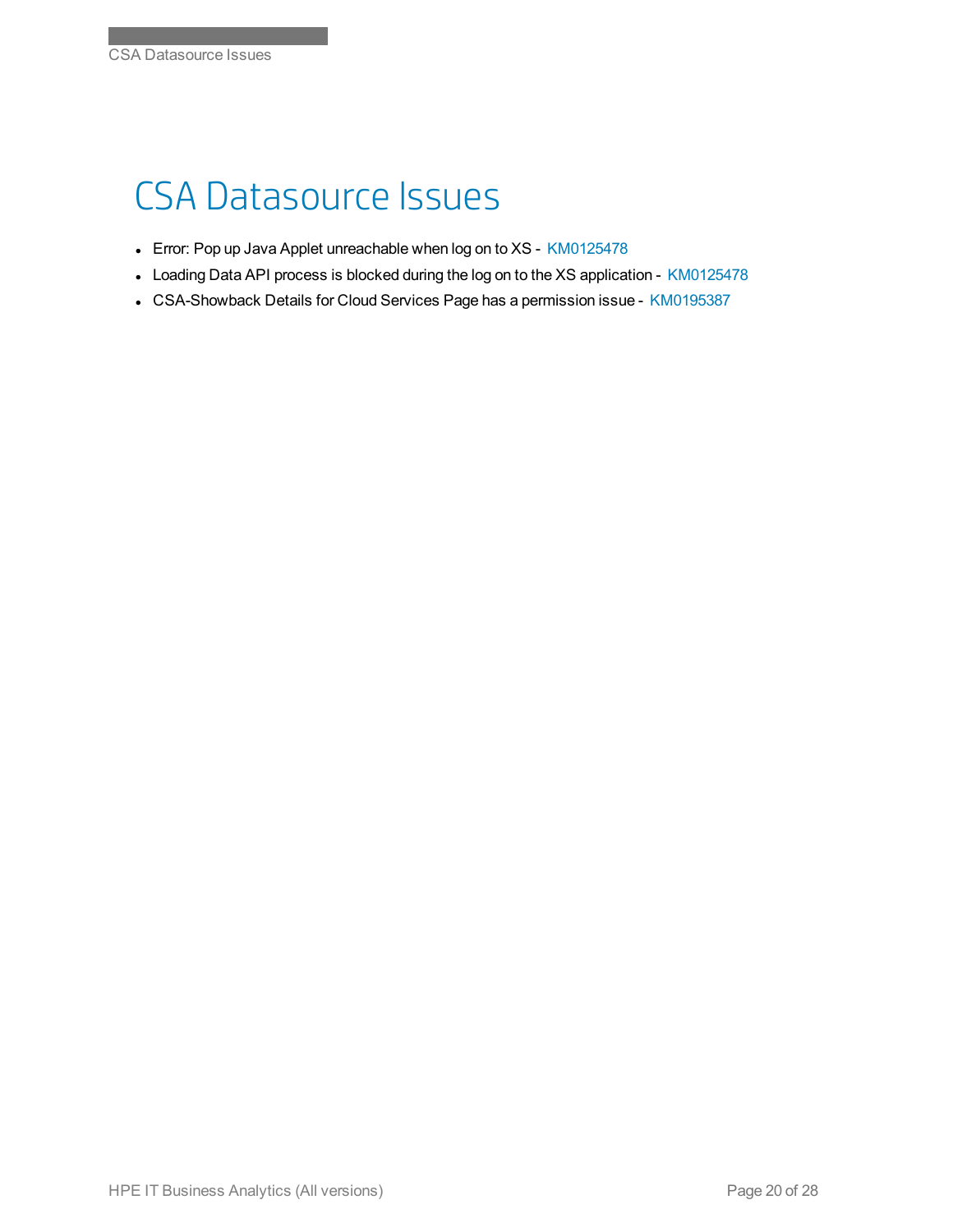# CSA Datasource Issues

- Error: Pop up Java Applet unreachable when log on to XS - KM0125478
- Loading Data API process is blocked during the log on to the XS application - KM0125478
- CSA-Showback Details for Cloud Services Page has a permission issue - KM0195387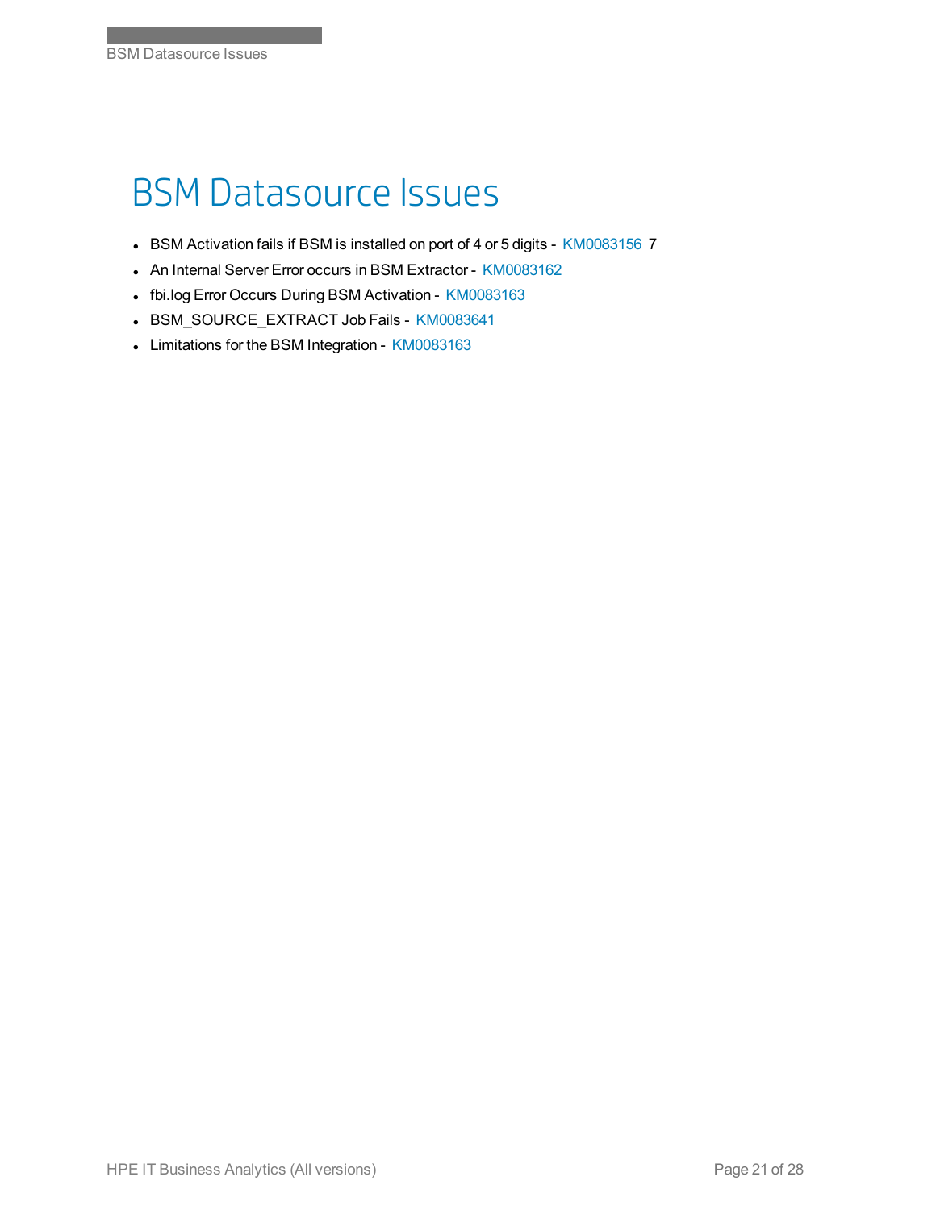# BSM Datasource Issues

- BSM Activation fails if BSM is installed on port of 4 or 5 digits - KM0083156 7
- An Internal Server Error occurs in BSM Extractor - KM0083162
- fbi.log Error Occurs During BSM Activation - KM0083163
- BSM_SOURCE_EXTRACT Job Fails - KM0083641
- Limitations for the BSM Integration - KM0083163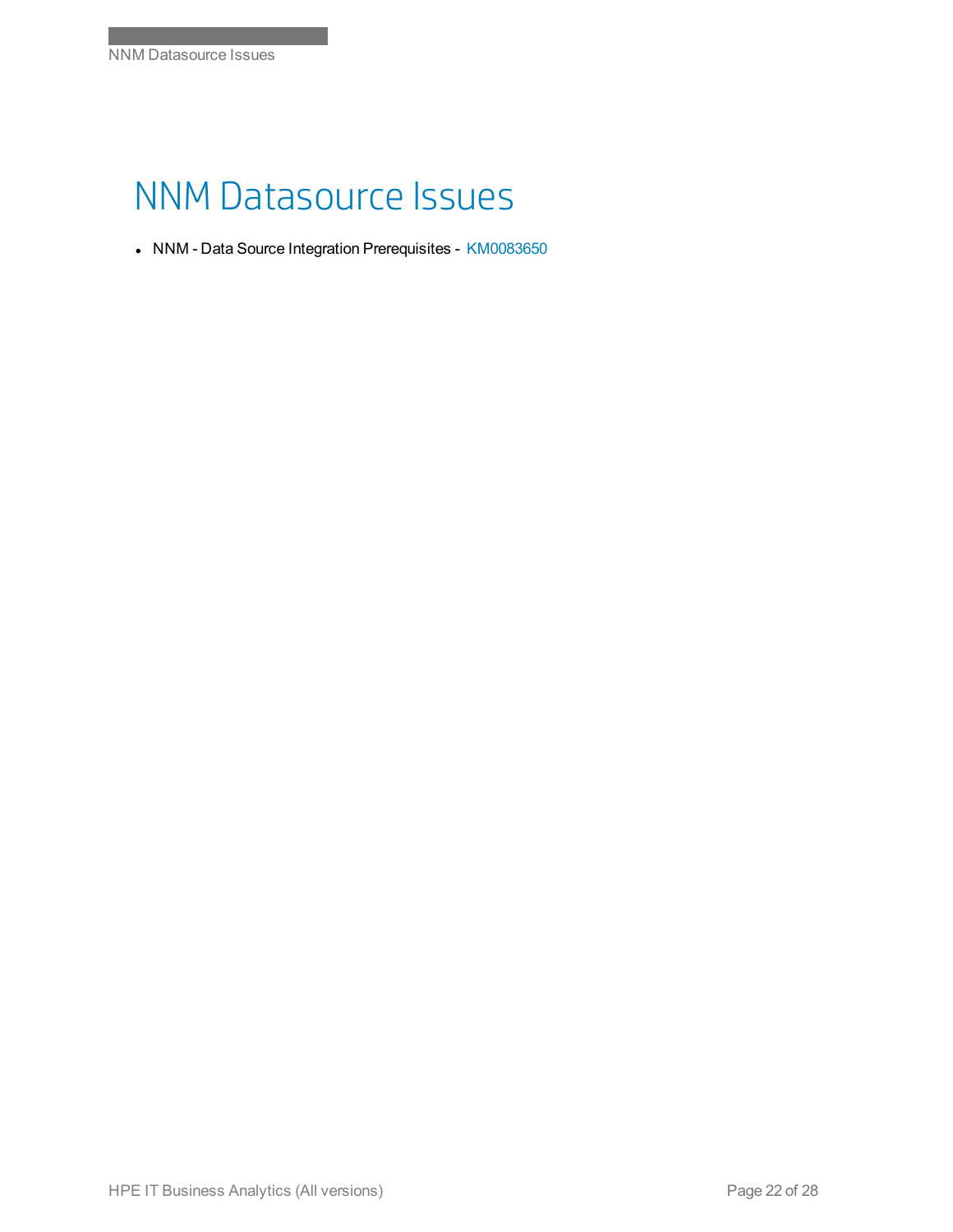# NNM Datasource Issues

- NNM - Data Source Integration Prerequisites - KM0083650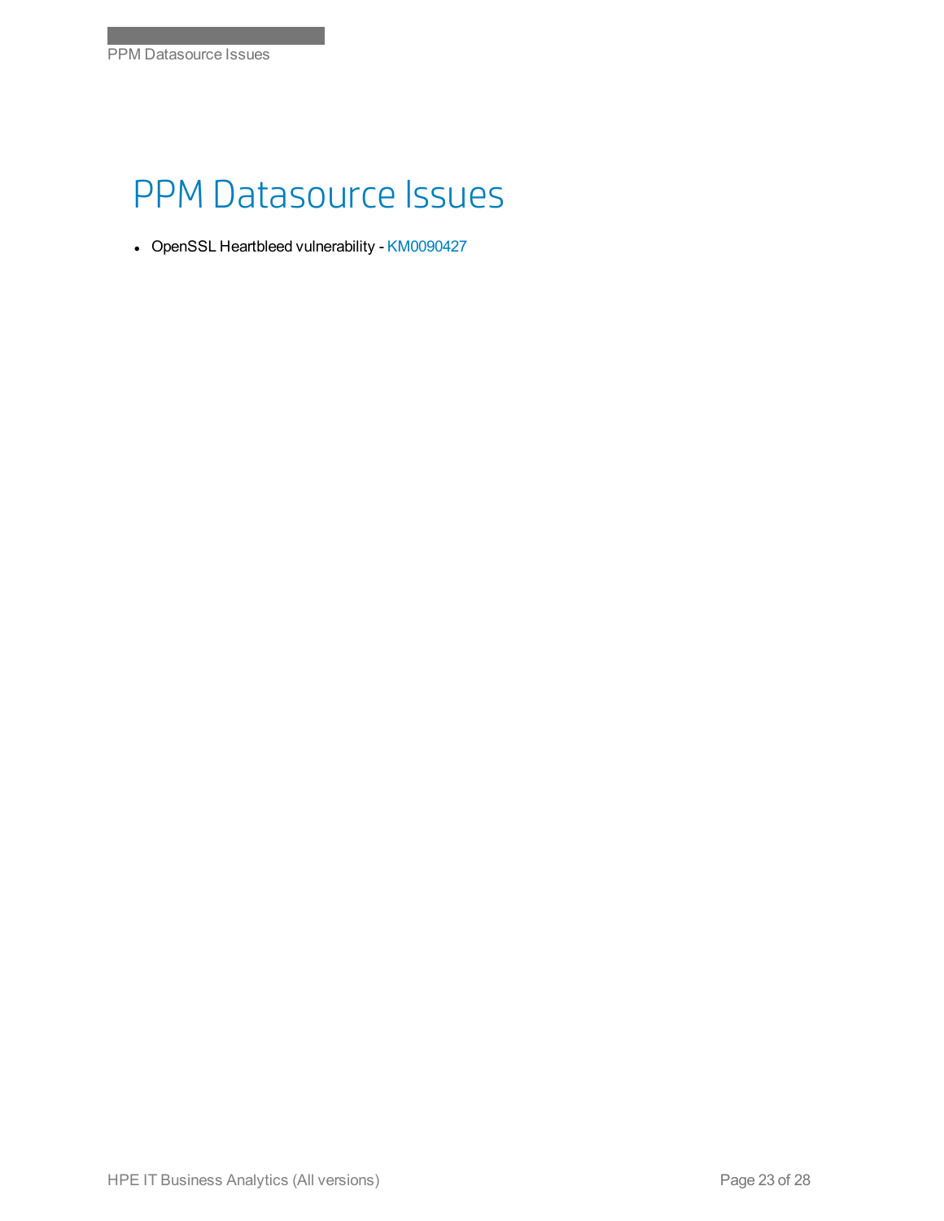# PPM Datasource Issues

- OpenSSL Heartbleed vulnerability - KM0090427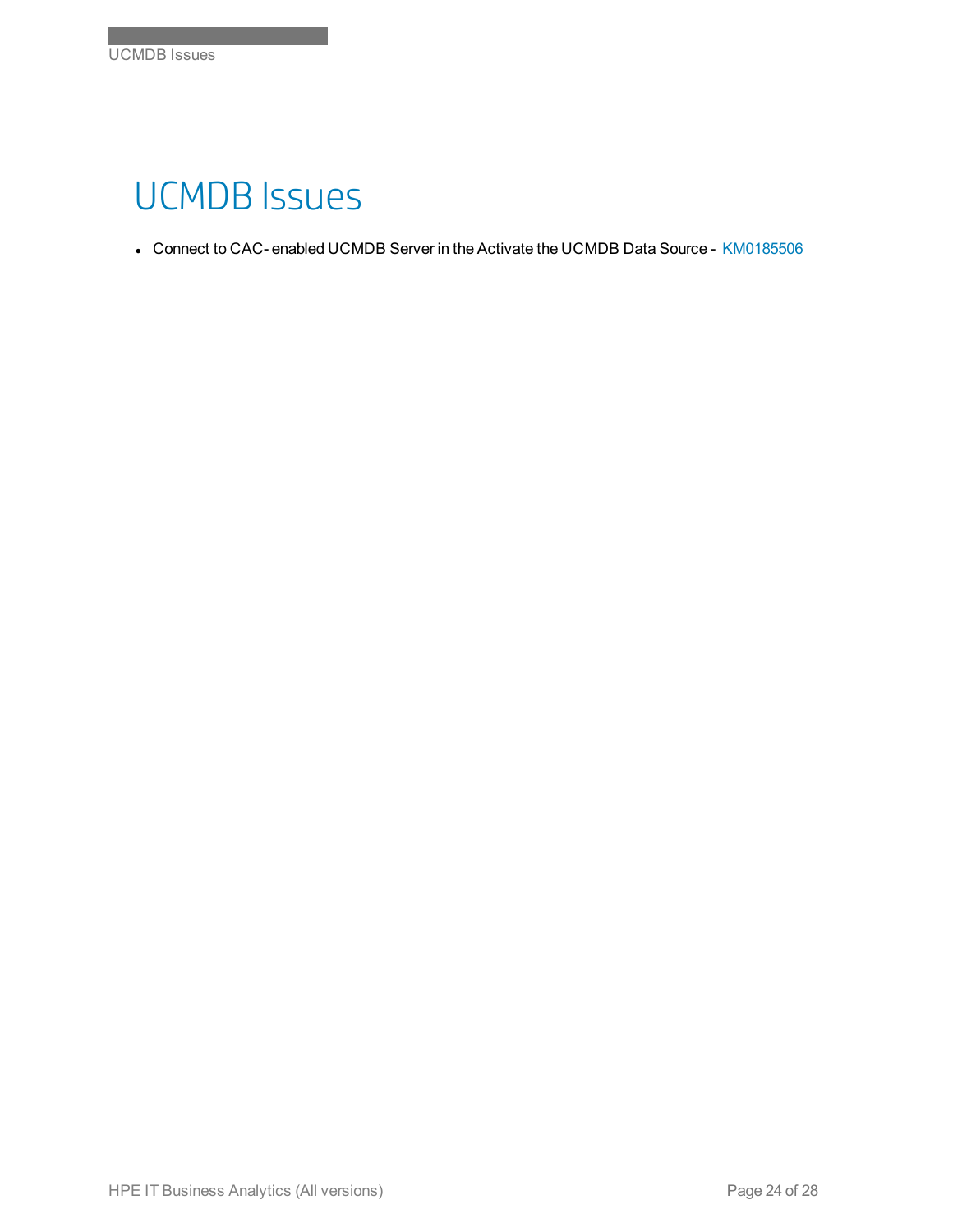# UCMDB Issues

- Connect to CAC- enabled UCMDB Server in the Activate the UCMDB Data Source - KM0185506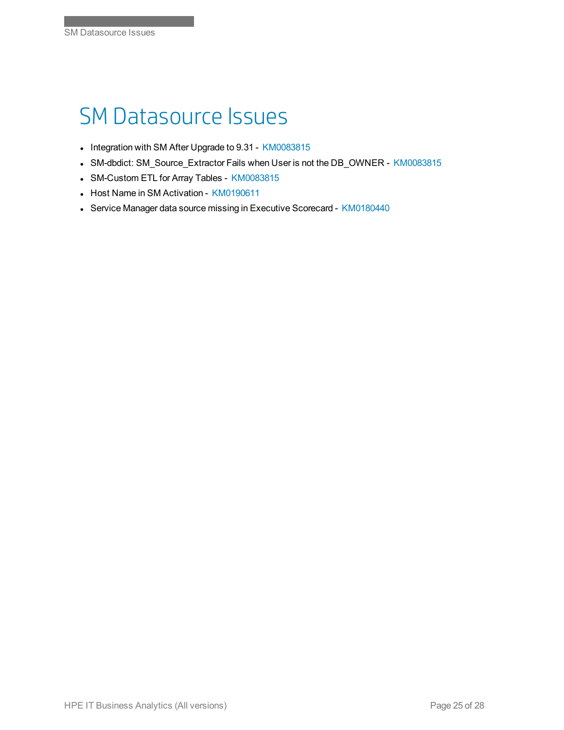# SM Datasource Issues

- Integration with SM After Upgrade to 9.31 - KM0083815
- SM-dbdict: SM_Source_Extractor Fails when User is not the DB_OWNER - KM0083815
- SM-Custom ETL for Array Tables - KM0083815
- Host Name in SM Activation - KM0190611
- Service Manager data source missing in Executive Scorecard - KM0180440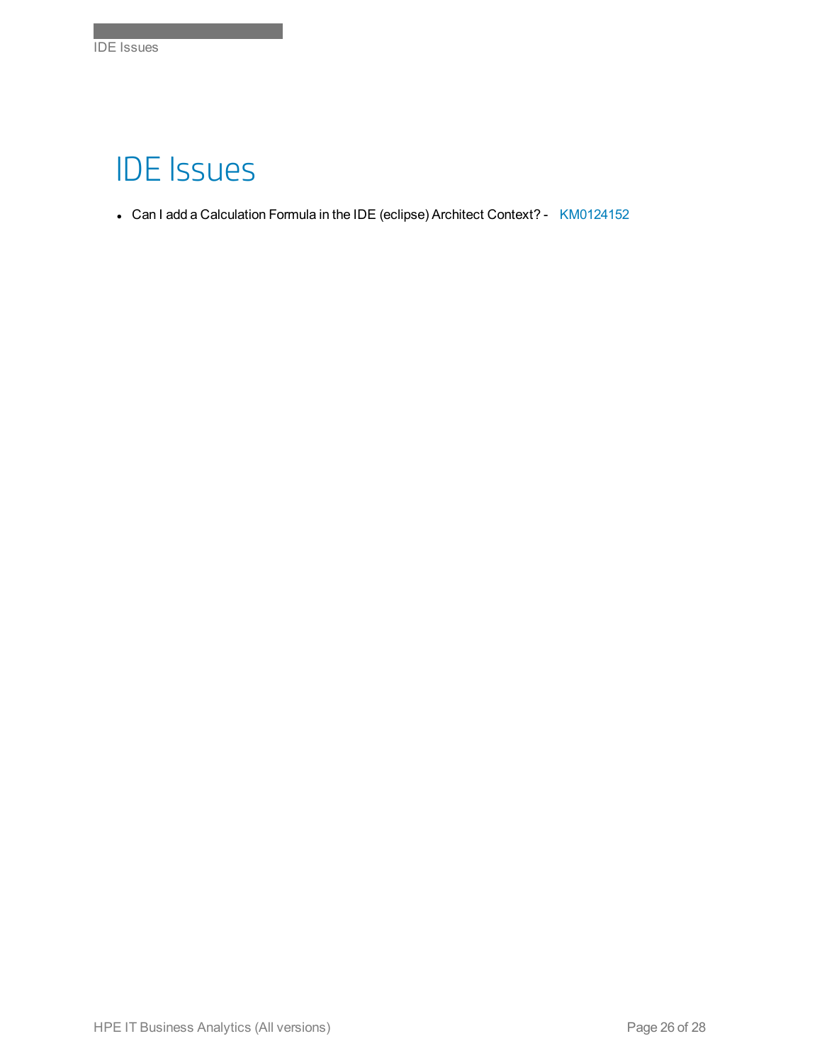# IDE Issues

- Can I add a Calculation Formula in the IDE (eclipse) Architect Context? - KM0124152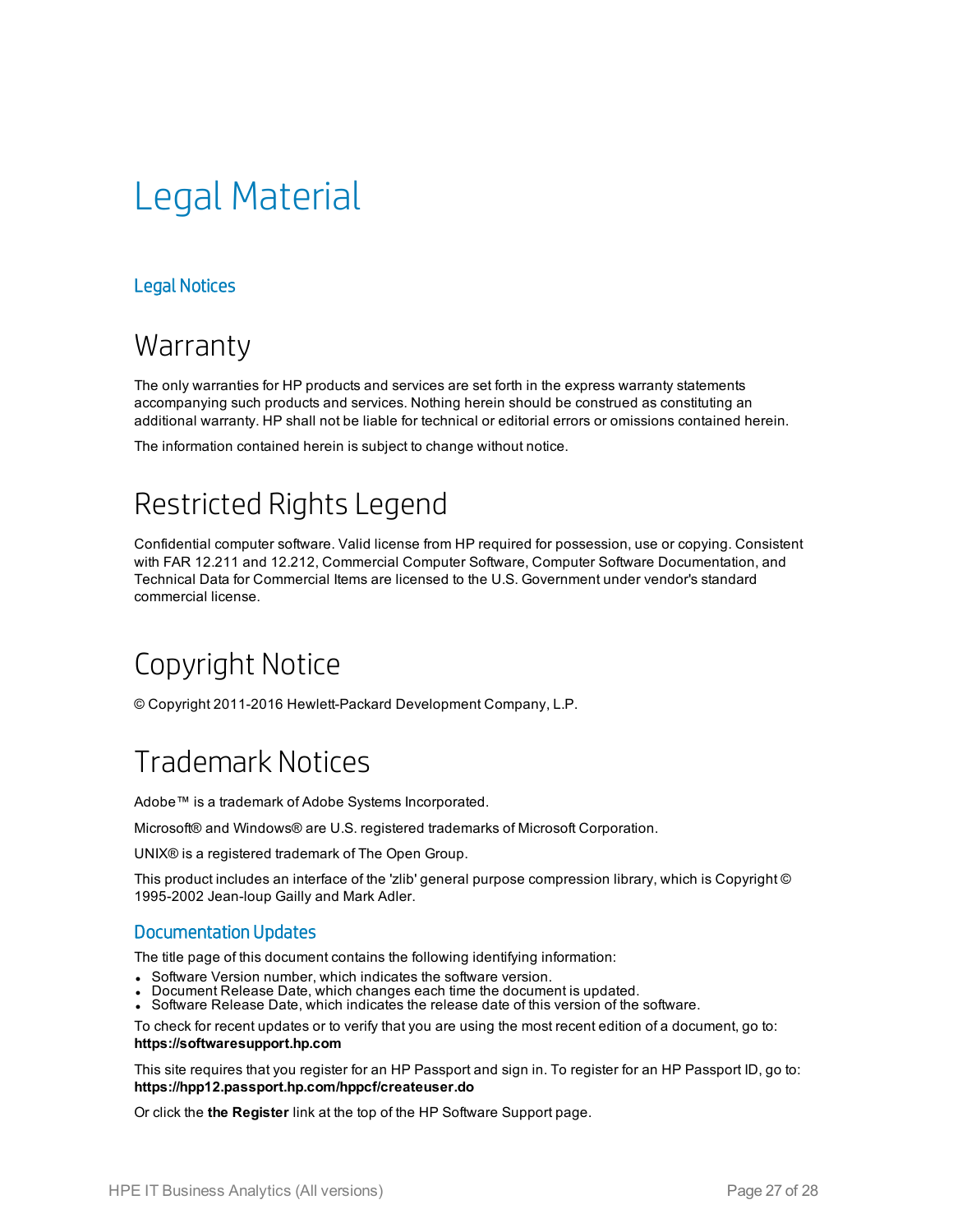# Legal Material

## Legal Notices

### Warranty

The only warranties for HP products and services are set forth in the express warranty statements accompanying such products and services. Nothing herein should be construed as constituting an additional warranty. HP shall not be liable for technical or editorial errors or omissions contained herein.

The information contained herein is subject to change without notice.

### Restricted Rights Legend

Confidential computer software. Valid license from HP required for possession, use or copying. Consistent with FAR 12.211 and 12.212, Commercial Computer Software, Computer Software Documentation, and Technical Data for Commercial Items are licensed to the U.S. Government under vendor's standard commercial license.

### Copyright Notice

© Copyright 2011-2016 Hewlett-Packard Development Company, L.P.

### Trademark Notices

Adobe™ is a trademark of Adobe Systems Incorporated.

Microsoft® and Windows® are U.S. registered trademarks of Microsoft Corporation.

UNIX® is a registered trademark of The Open Group.

This product includes an interface of the 'zlib' general purpose compression library, which is Copyright © 1995-2002 Jean-loup Gailly and Mark Adler.

## Documentation Updates

The title page of this document contains the following identifying information:

- Software Version number, which indicates the software version.
- Document Release Date, which changes each time the document is updated.
- Software Release Date, which indicates the release date of this version of the software.

To check for recent updates or to verify that you are using the most recent edition of a document, go to: **https://softwaresupport.hp.com**

This site requires that you register for an HP Passport and sign in. To register for an HP Passport ID, go to: **https://hpp12.passport.hp.com/hppcf/createuser.do**

Or click the **the Register** link at the top of the HP Software Support page.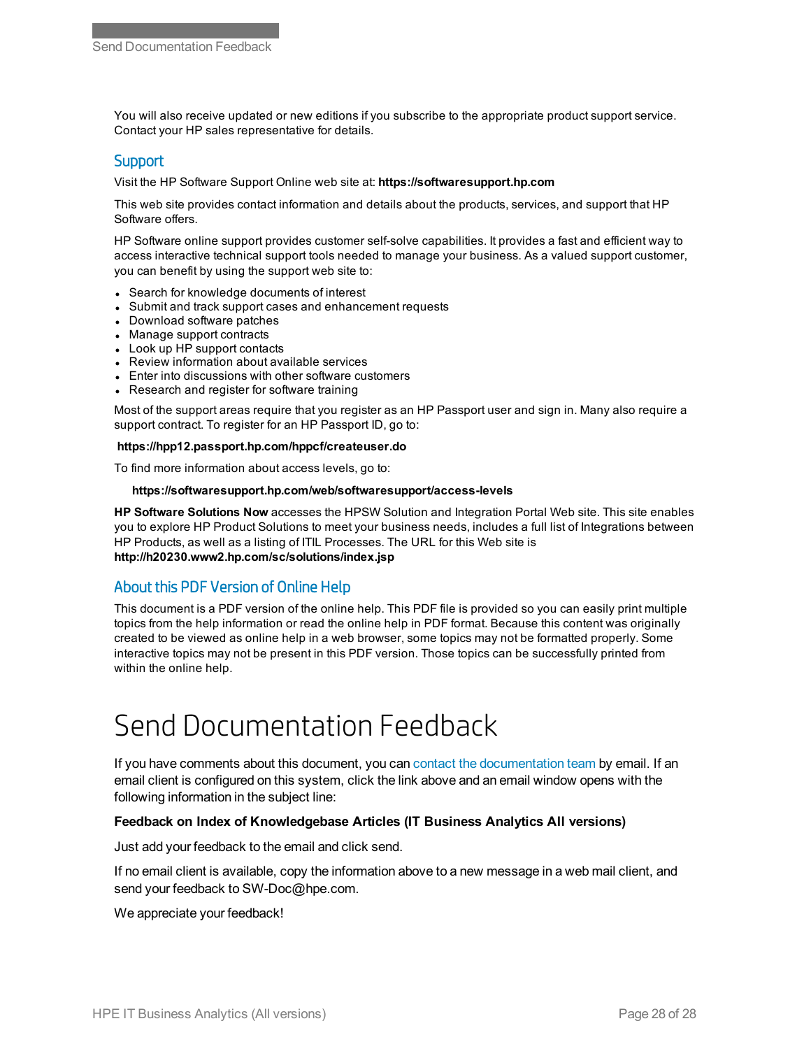You will also receive updated or new editions if you subscribe to the appropriate product support service. Contact your HP sales representative for details.

## Support

Visit the HP Software Support Online web site at: **https://softwaresupport.hp.com**

This web site provides contact information and details about the products, services, and support that HP Software offers.

HP Software online support provides customer self-solve capabilities. It provides a fast and efficient way to access interactive technical support tools needed to manage your business. As a valued support customer, you can benefit by using the support web site to:

- Search for knowledge documents of interest
- Submit and track support cases and enhancement requests
- Download software patches
- Manage support contracts
- Look up HP support contacts
- Review information about available services
- Enter into discussions with other software customers
- Research and register for software training

Most of the support areas require that you register as an HP Passport user and sign in. Many also require a support contract. To register for an HP Passport ID, go to:

**https://hpp12.passport.hp.com/hppcf/createuser.do**

To find more information about access levels, go to:

**https://softwaresupport.hp.com/web/softwaresupport/access-levels**

**HP Software Solutions Now** accesses the HPSW Solution and Integration Portal Web site. This site enables you to explore HP Product Solutions to meet your business needs, includes a full list of Integrations between HP Products, as well as a listing of ITIL Processes. The URL for this Web site is **http://h20230.www2.hp.com/sc/solutions/index.jsp**

## About this PDF Version of Online Help

This document is a PDF version of the online help. This PDF file is provided so you can easily print multiple topics from the help information or read the online help in PDF format. Because this content was originally created to be viewed as online help in a web browser, some topics may not be formatted properly. Some interactive topics may not be present in this PDF version. Those topics can be successfully printed from within the online help.

# Send Documentation Feedback

If you have comments about this document, you can contact the documentation team by email. If an email client is configured on this system, click the link above and an email window opens with the following information in the subject line:

**Feedback on Index of Knowledgebase Articles (IT Business Analytics All versions)**

Just add your feedback to the email and click send.

If no email client is available, copy the information above to a new message in a web mail client, and send your feedback to SW-Doc@hpe.com.

We appreciate your feedback!